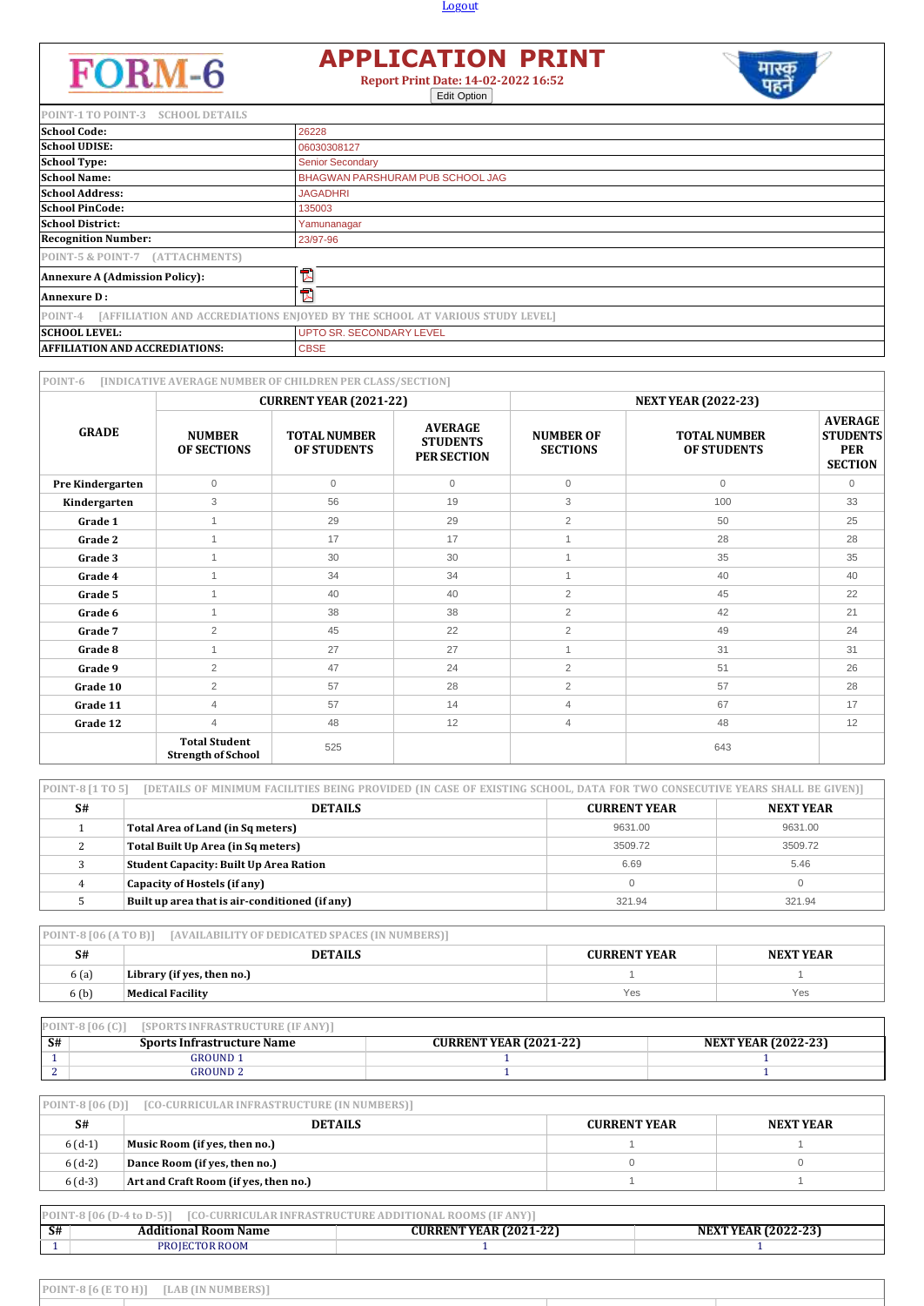Logout

# FORM-6

## APPLICATION PRINT

**Report Print Date: 14-02-2022 16:52**

Edit Option

मास्क पहनें

| POINT-1 TO POINT-3 SCHOOL DETAILS | |
|---|---|
| **School Code:** | 26228 |
| **School UDISE:** | 06030308127 |
| **School Type:** | Senior Secondary |
| **School Name:** | BHAGWAN PARSHURAM PUB SCHOOL JAG |
| **School Address:** | JAGADHRI |
| **School PinCode:** | 135003 |
| **School District:** | Yamunanagar |
| **Recognition Number:** | 23/97-96 |

| POINT-5 & POINT-7 (ATTACHMENTS) | |
|---|---|
| **Annexure A (Admission Policy):** | |
| **Annexure D :** | |

| POINT-4 [AFFILIATION AND ACCREDIATIONS ENJOYED BY THE SCHOOL AT VARIOUS STUDY LEVEL] | |
|---|---|
| **SCHOOL LEVEL:** | UPTO SR. SECONDARY LEVEL |
| **AFFILIATION AND ACCREDIATIONS:** | CBSE |

POINT-6 [INDICATIVE AVERAGE NUMBER OF CHILDREN PER CLASS/SECTION]

| GRADE | CURRENT YEAR (2021-22) | | | NEXT YEAR (2022-23) | | |
|---|---|---|---|---|---|---|
| | **NUMBER OF SECTIONS** | **TOTAL NUMBER OF STUDENTS** | **AVERAGE STUDENTS PER SECTION** | **NUMBER OF SECTIONS** | **TOTAL NUMBER OF STUDENTS** | **AVERAGE STUDENTS PER SECTION** |
| **Pre Kindergarten** | 0 | 0 | 0 | 0 | 0 | 0 |
| **Kindergarten** | 3 | 56 | 19 | 3 | 100 | 33 |
| **Grade 1** | 1 | 29 | 29 | 2 | 50 | 25 |
| **Grade 2** | 1 | 17 | 17 | 1 | 28 | 28 |
| **Grade 3** | 1 | 30 | 30 | 1 | 35 | 35 |
| **Grade 4** | 1 | 34 | 34 | 1 | 40 | 40 |
| **Grade 5** | 1 | 40 | 40 | 2 | 45 | 22 |
| **Grade 6** | 1 | 38 | 38 | 2 | 42 | 21 |
| **Grade 7** | 2 | 45 | 22 | 2 | 49 | 24 |
| **Grade 8** | 1 | 27 | 27 | 1 | 31 | 31 |
| **Grade 9** | 2 | 47 | 24 | 2 | 51 | 26 |
| **Grade 10** | 2 | 57 | 28 | 2 | 57 | 28 |
| **Grade 11** | 4 | 57 | 14 | 4 | 67 | 17 |
| **Grade 12** | 4 | 48 | 12 | 4 | 48 | 12 |
| | **Total Student Strength of School** | 525 | | | 643 | |

POINT-8 [1 TO 5] [DETAILS OF MINIMUM FACILITIES BEING PROVIDED (IN CASE OF EXISTING SCHOOL, DATA FOR TWO CONSECUTIVE YEARS SHALL BE GIVEN)]

| S# | DETAILS | CURRENT YEAR | NEXT YEAR |
|---|---|---|---|
| 1 | **Total Area of Land (in Sq meters)** | 9631.00 | 9631.00 |
| 2 | **Total Built Up Area (in Sq meters)** | 3509.72 | 3509.72 |
| 3 | **Student Capacity: Built Up Area Ration** | 6.69 | 5.46 |
| 4 | **Capacity of Hostels (if any)** | 0 | 0 |
| 5 | **Built up area that is air-conditioned (if any)** | 321.94 | 321.94 |

POINT-8 [06 (A TO B)] [AVAILABILITY OF DEDICATED SPACES (IN NUMBERS)]

| S# | DETAILS | CURRENT YEAR | NEXT YEAR |
|---|---|---|---|
| 6 (a) | **Library (if yes, then no.)** | 1 | 1 |
| 6 (b) | **Medical Facility** | Yes | Yes |

POINT-8 [06 (C)] [SPORTS INFRASTRUCTURE (IF ANY)]

| S# | Sports Infrastructure Name | CURRENT YEAR (2021-22) | NEXT YEAR (2022-23) |
|---|---|---|---|
| 1 | GROUND 1 | 1 | 1 |
| 2 | GROUND 2 | 1 | 1 |

POINT-8 [06 (D)] [CO-CURRICULAR INFRASTRUCTURE (IN NUMBERS)]

| S# | DETAILS | CURRENT YEAR | NEXT YEAR |
|---|---|---|---|
| 6 (d-1) | **Music Room (if yes, then no.)** | 1 | 1 |
| 6 (d-2) | **Dance Room (if yes, then no.)** | 0 | 0 |
| 6 (d-3) | **Art and Craft Room (if yes, then no.)** | 1 | 1 |

POINT-8 [06 (D-4 to D-5)] [CO-CURRICULAR INFRASTRUCTURE ADDITIONAL ROOMS (IF ANY)]

| S# | Additional Room Name | CURRENT YEAR (2021-22) | NEXT YEAR (2022-23) |
|---|---|---|---|
| 1 | PROJECTOR ROOM | 1 | 1 |

POINT-8 [6 (E TO H)] [LAB (IN NUMBERS)]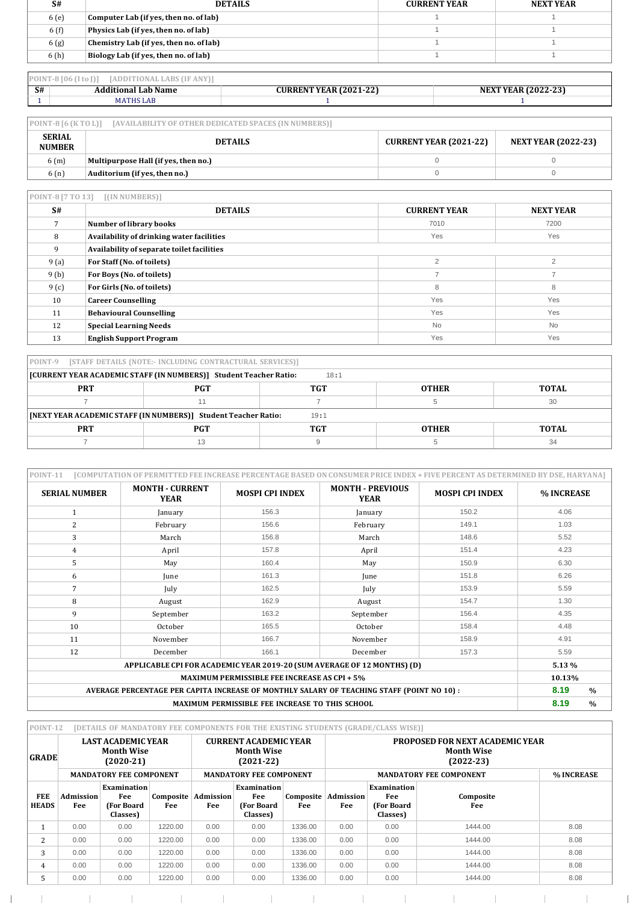| S# | DETAILS | CURRENT YEAR | NEXT YEAR |
|---|---|---|---|
| 6 (e) | Computer Lab (if yes, then no. of lab) | 1 | 1 |
| 6 (f) | Physics Lab (if yes, then no. of lab) | 1 | 1 |
| 6 (g) | Chemistry Lab (if yes, then no. of lab) | 1 | 1 |
| 6 (h) | Biology Lab (if yes, then no. of lab) | 1 | 1 |

POINT-8 [06 (I to J)] [ADDITIONAL LABS (IF ANY)]

| S# | Additional Lab Name | CURRENT YEAR (2021-22) | NEXT YEAR (2022-23) |
|---|---|---|---|
| 1 | MATHS LAB | 1 | 1 |

POINT-8 [6 (K TO L)] [AVAILABILITY OF OTHER DEDICATED SPACES (IN NUMBERS)]

| SERIAL NUMBER | DETAILS | CURRENT YEAR (2021-22) | NEXT YEAR (2022-23) |
|---|---|---|---|
| 6 (m) | Multipurpose Hall (if yes, then no.) | 0 | 0 |
| 6 (n) | Auditorium (if yes, then no.) | 0 | 0 |

POINT-8 [7 TO 13] [(IN NUMBERS)]

| S# | DETAILS | CURRENT YEAR | NEXT YEAR |
|---|---|---|---|
| 7 | Number of library books | 7010 | 7200 |
| 8 | Availability of drinking water facilities | Yes | Yes |
| 9 | Availability of separate toilet facilities | | |
| 9 (a) | For Staff (No. of toilets) | 2 | 2 |
| 9 (b) | For Boys (No. of toilets) | 7 | 7 |
| 9 (c) | For Girls (No. of toilets) | 8 | 8 |
| 10 | Career Counselling | Yes | Yes |
| 11 | Behavioural Counselling | Yes | Yes |
| 12 | Special Learning Needs | No | No |
| 13 | English Support Program | Yes | Yes |

POINT-9 [STAFF DETAILS (NOTE:- INCLUDING CONTRACTURAL SERVICES)]

[CURRENT YEAR ACADEMIC STAFF (IN NUMBERS)] Student Teacher Ratio: 18:1

| PRT | PGT | TGT | OTHER | TOTAL |
|---|---|---|---|---|
| 7 | 11 | 7 | 5 | 30 |

[NEXT YEAR ACADEMIC STAFF (IN NUMBERS)] Student Teacher Ratio: 19:1

| PRT | PGT | TGT | OTHER | TOTAL |
|---|---|---|---|---|
| 7 | 13 | 9 | 5 | 34 |

POINT-11 [COMPUTATION OF PERMITTED FEE INCREASE PERCENTAGE BASED ON CONSUMER PRICE INDEX + FIVE PERCENT AS DETERMINED BY DSE, HARYANA]

| SERIAL NUMBER | MONTH - CURRENT YEAR | MOSPI CPI INDEX | MONTH - PREVIOUS YEAR | MOSPI CPI INDEX | % INCREASE |
|---|---|---|---|---|---|
| 1 | January | 156.3 | January | 150.2 | 4.06 |
| 2 | February | 156.6 | February | 149.1 | 1.03 |
| 3 | March | 156.8 | March | 148.6 | 5.52 |
| 4 | April | 157.8 | April | 151.4 | 4.23 |
| 5 | May | 160.4 | May | 150.9 | 6.30 |
| 6 | June | 161.3 | June | 151.8 | 6.26 |
| 7 | July | 162.5 | July | 153.9 | 5.59 |
| 8 | August | 162.9 | August | 154.7 | 1.30 |
| 9 | September | 163.2 | September | 156.4 | 4.35 |
| 10 | October | 165.5 | October | 158.4 | 4.48 |
| 11 | November | 166.7 | November | 158.9 | 4.91 |
| 12 | December | 166.1 | December | 157.3 | 5.59 |
| APPLICABLE CPI FOR ACADEMIC YEAR 2019-20 (SUM AVERAGE OF 12 MONTHS) (D) | | | | | 5.13 % |
| MAXIMUM PERMISSIBLE FEE INCREASE AS CPI + 5% | | | | | 10.13% |
| AVERAGE PERCENTAGE PER CAPITA INCREASE OF MONTHLY SALARY OF TEACHING STAFF (POINT NO 10) : | | | | | 8.19 % |
| MAXIMUM PERMISSIBLE FEE INCREASE TO THIS SCHOOL | | | | | 8.19 % |

POINT-12 [DETAILS OF MANDATORY FEE COMPONENTS FOR THE EXISTING STUDENTS (GRADE/CLASS WISE)]

| GRADE | LAST ACADEMIC YEAR Month Wise (2020-21) | | | CURRENT ACADEMIC YEAR Month Wise (2021-22) | | | PROPOSED FOR NEXT ACADEMIC YEAR Month Wise (2022-23) | | | |
|---|---|---|---|---|---|---|---|---|---|---|
| | MANDATORY FEE COMPONENT | | | MANDATORY FEE COMPONENT | | | MANDATORY FEE COMPONENT | | | % INCREASE |
| FEE HEADS | Admission Fee | Examination Fee (For Board Classes) | Composite Fee | Admission Fee | Examination Fee (For Board Classes) | Composite Fee | Admission Fee | Examination Fee (For Board Classes) | Composite Fee | |
| 1 | 0.00 | 0.00 | 1220.00 | 0.00 | 0.00 | 1336.00 | 0.00 | 0.00 | 1444.00 | 8.08 |
| 2 | 0.00 | 0.00 | 1220.00 | 0.00 | 0.00 | 1336.00 | 0.00 | 0.00 | 1444.00 | 8.08 |
| 3 | 0.00 | 0.00 | 1220.00 | 0.00 | 0.00 | 1336.00 | 0.00 | 0.00 | 1444.00 | 8.08 |
| 4 | 0.00 | 0.00 | 1220.00 | 0.00 | 0.00 | 1336.00 | 0.00 | 0.00 | 1444.00 | 8.08 |
| 5 | 0.00 | 0.00 | 1220.00 | 0.00 | 0.00 | 1336.00 | 0.00 | 0.00 | 1444.00 | 8.08 |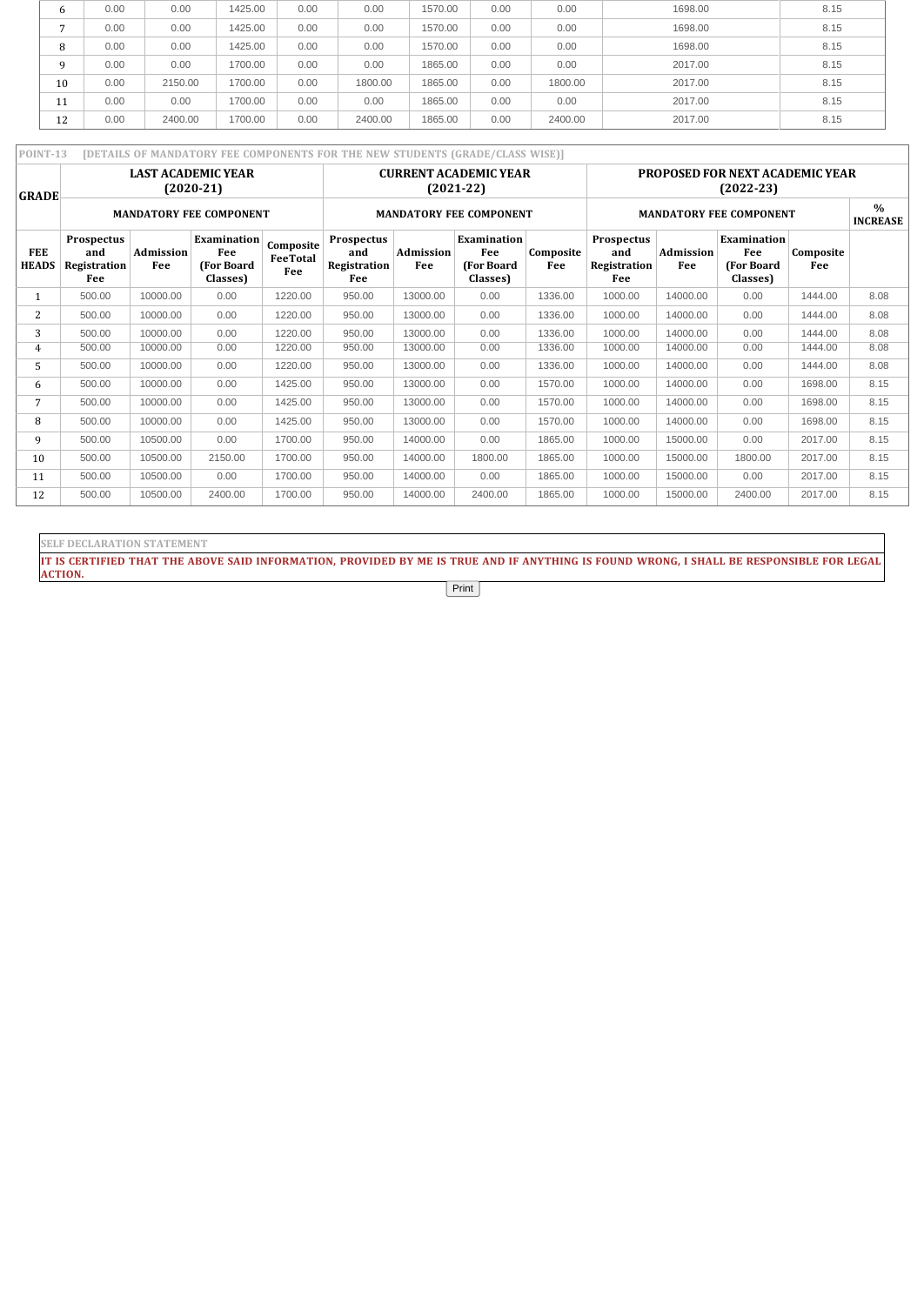| | | | | | | | | | |
|---|---|---|---|---|---|---|---|---|---|
| 6 | 0.00 | 0.00 | 1425.00 | 0.00 | 0.00 | 1570.00 | 0.00 | 0.00 | 1698.00 | 8.15 |
| 7 | 0.00 | 0.00 | 1425.00 | 0.00 | 0.00 | 1570.00 | 0.00 | 0.00 | 1698.00 | 8.15 |
| 8 | 0.00 | 0.00 | 1425.00 | 0.00 | 0.00 | 1570.00 | 0.00 | 0.00 | 1698.00 | 8.15 |
| 9 | 0.00 | 0.00 | 1700.00 | 0.00 | 0.00 | 1865.00 | 0.00 | 0.00 | 2017.00 | 8.15 |
| 10 | 0.00 | 2150.00 | 1700.00 | 0.00 | 1800.00 | 1865.00 | 0.00 | 1800.00 | 2017.00 | 8.15 |
| 11 | 0.00 | 0.00 | 1700.00 | 0.00 | 0.00 | 1865.00 | 0.00 | 0.00 | 2017.00 | 8.15 |
| 12 | 0.00 | 2400.00 | 1700.00 | 0.00 | 2400.00 | 1865.00 | 0.00 | 2400.00 | 2017.00 | 8.15 |

**POINT-13 [DETAILS OF MANDATORY FEE COMPONENTS FOR THE NEW STUDENTS (GRADE/CLASS WISE)]**

| GRADE | LAST ACADEMIC YEAR (2020-21) | | | | CURRENT ACADEMIC YEAR (2021-22) | | | | PROPOSED FOR NEXT ACADEMIC YEAR (2022-23) | | | | |
|---|---|---|---|---|---|---|---|---|---|---|---|---|---|
| | MANDATORY FEE COMPONENT | | | | MANDATORY FEE COMPONENT | | | | MANDATORY FEE COMPONENT | | | | % INCREASE |
| FEE HEADS | Prospectus and Registration Fee | Admission Fee | Examination Fee (For Board Classes) | Composite FeeTotal Fee | Prospectus and Registration Fee | Admission Fee | Examination Fee (For Board Classes) | Composite Fee | Prospectus and Registration Fee | Admission Fee | Examination Fee (For Board Classes) | Composite Fee | |
| 1 | 500.00 | 10000.00 | 0.00 | 1220.00 | 950.00 | 13000.00 | 0.00 | 1336.00 | 1000.00 | 14000.00 | 0.00 | 1444.00 | 8.08 |
| 2 | 500.00 | 10000.00 | 0.00 | 1220.00 | 950.00 | 13000.00 | 0.00 | 1336.00 | 1000.00 | 14000.00 | 0.00 | 1444.00 | 8.08 |
| 3 | 500.00 | 10000.00 | 0.00 | 1220.00 | 950.00 | 13000.00 | 0.00 | 1336.00 | 1000.00 | 14000.00 | 0.00 | 1444.00 | 8.08 |
| 4 | 500.00 | 10000.00 | 0.00 | 1220.00 | 950.00 | 13000.00 | 0.00 | 1336.00 | 1000.00 | 14000.00 | 0.00 | 1444.00 | 8.08 |
| 5 | 500.00 | 10000.00 | 0.00 | 1220.00 | 950.00 | 13000.00 | 0.00 | 1336.00 | 1000.00 | 14000.00 | 0.00 | 1444.00 | 8.08 |
| 6 | 500.00 | 10000.00 | 0.00 | 1425.00 | 950.00 | 13000.00 | 0.00 | 1570.00 | 1000.00 | 14000.00 | 0.00 | 1698.00 | 8.15 |
| 7 | 500.00 | 10000.00 | 0.00 | 1425.00 | 950.00 | 13000.00 | 0.00 | 1570.00 | 1000.00 | 14000.00 | 0.00 | 1698.00 | 8.15 |
| 8 | 500.00 | 10000.00 | 0.00 | 1425.00 | 950.00 | 13000.00 | 0.00 | 1570.00 | 1000.00 | 14000.00 | 0.00 | 1698.00 | 8.15 |
| 9 | 500.00 | 10500.00 | 0.00 | 1700.00 | 950.00 | 14000.00 | 0.00 | 1865.00 | 1000.00 | 15000.00 | 0.00 | 2017.00 | 8.15 |
| 10 | 500.00 | 10500.00 | 2150.00 | 1700.00 | 950.00 | 14000.00 | 1800.00 | 1865.00 | 1000.00 | 15000.00 | 1800.00 | 2017.00 | 8.15 |
| 11 | 500.00 | 10500.00 | 0.00 | 1700.00 | 950.00 | 14000.00 | 0.00 | 1865.00 | 1000.00 | 15000.00 | 0.00 | 2017.00 | 8.15 |
| 12 | 500.00 | 10500.00 | 2400.00 | 1700.00 | 950.00 | 14000.00 | 2400.00 | 1865.00 | 1000.00 | 15000.00 | 2400.00 | 2017.00 | 8.15 |

**SELF DECLARATION STATEMENT**

**IT IS CERTIFIED THAT THE ABOVE SAID INFORMATION, PROVIDED BY ME IS TRUE AND IF ANYTHING IS FOUND WRONG, I SHALL BE RESPONSIBLE FOR LEGAL ACTION.**

Print